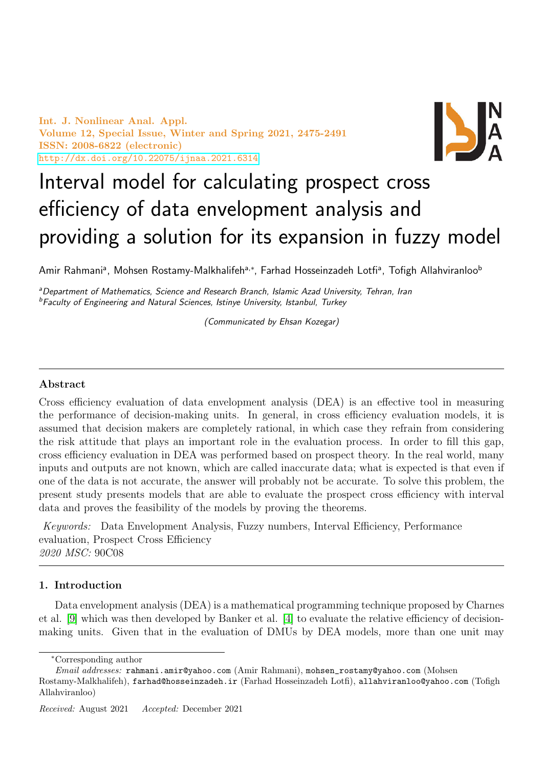Int. J. Nonlinear Anal. Appl.
Volume 12, Special Issue, Winter and Spring 2021, 2475-2491
ISSN: 2008-6822 (electronic)
http://dx.doi.org/10.22075/ijnaa.2021.6314

# Interval model for calculating prospect cross efficiency of data envelopment analysis and providing a solution for its expansion in fuzzy model

Amir Rahmani[a], Mohsen Rostamy-Malkhalifeh[a,*], Farhad Hosseinzadeh Lotfi[a], Tofigh Allahviranloo[b]

[a]*Department of Mathematics, Science and Research Branch, Islamic Azad University, Tehran, Iran*
[b]*Faculty of Engineering and Natural Sciences, Istinye University, Istanbul, Turkey*

*(Communicated by Ehsan Kozegar)*

---

**Abstract**

Cross efficiency evaluation of data envelopment analysis (DEA) is an effective tool in measuring the performance of decision-making units. In general, in cross efficiency evaluation models, it is assumed that decision makers are completely rational, in which case they refrain from considering the risk attitude that plays an important role in the evaluation process. In order to fill this gap, cross efficiency evaluation in DEA was performed based on prospect theory. In the real world, many inputs and outputs are not known, which are called inaccurate data; what is expected is that even if one of the data is not accurate, the answer will probably not be accurate. To solve this problem, the present study presents models that are able to evaluate the prospect cross efficiency with interval data and proves the feasibility of the models by proving the theorems.

*Keywords:* Data Envelopment Analysis, Fuzzy numbers, Interval Efficiency, Performance evaluation, Prospect Cross Efficiency
*2020 MSC:* 90C08

---

## 1. Introduction

Data envelopment analysis (DEA) is a mathematical programming technique proposed by Charnes et al. [9] which was then developed by Banker et al. [4] to evaluate the relative efficiency of decision-making units. Given that in the evaluation of DMUs by DEA models, more than one unit may

---

*Corresponding author

*Email addresses:* rahmani.amir@yahoo.com (Amir Rahmani), mohsen_rostamy@yahoo.com (Mohsen Rostamy-Malkhalifeh), farhad@hosseinzadeh.ir (Farhad Hosseinzadeh Lotfi), allahviranloo@yahoo.com (Tofigh Allahviranloo)

*Received:* August 2021 *Accepted:* December 2021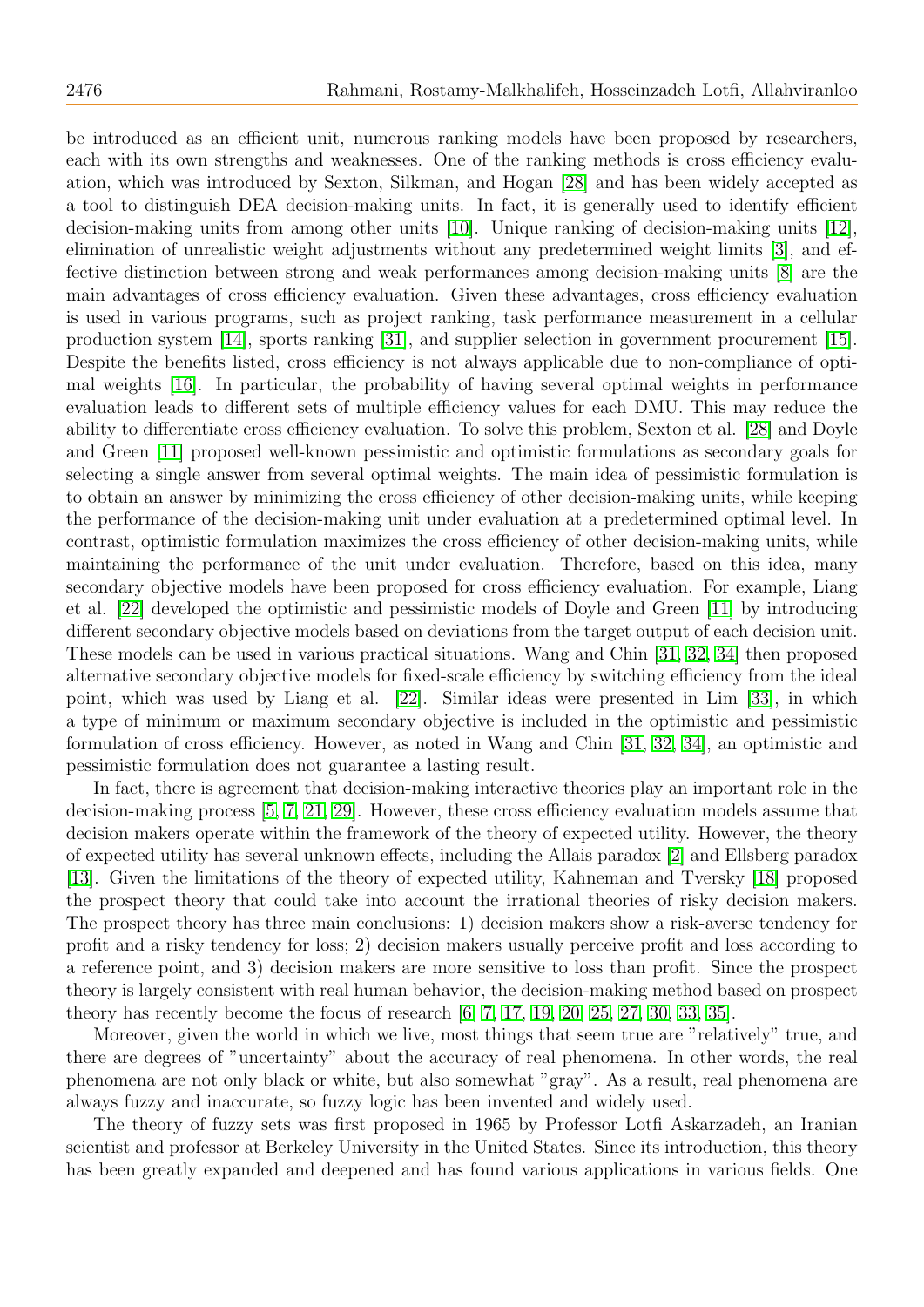be introduced as an efficient unit, numerous ranking models have been proposed by researchers, each with its own strengths and weaknesses. One of the ranking methods is cross efficiency evaluation, which was introduced by Sexton, Silkman, and Hogan [28] and has been widely accepted as a tool to distinguish DEA decision-making units. In fact, it is generally used to identify efficient decision-making units from among other units [10]. Unique ranking of decision-making units [12], elimination of unrealistic weight adjustments without any predetermined weight limits [3], and effective distinction between strong and weak performances among decision-making units [8] are the main advantages of cross efficiency evaluation. Given these advantages, cross efficiency evaluation is used in various programs, such as project ranking, task performance measurement in a cellular production system [14], sports ranking [31], and supplier selection in government procurement [15]. Despite the benefits listed, cross efficiency is not always applicable due to non-compliance of optimal weights [16]. In particular, the probability of having several optimal weights in performance evaluation leads to different sets of multiple efficiency values for each DMU. This may reduce the ability to differentiate cross efficiency evaluation. To solve this problem, Sexton et al. [28] and Doyle and Green [11] proposed well-known pessimistic and optimistic formulations as secondary goals for selecting a single answer from several optimal weights. The main idea of pessimistic formulation is to obtain an answer by minimizing the cross efficiency of other decision-making units, while keeping the performance of the decision-making unit under evaluation at a predetermined optimal level. In contrast, optimistic formulation maximizes the cross efficiency of other decision-making units, while maintaining the performance of the unit under evaluation. Therefore, based on this idea, many secondary objective models have been proposed for cross efficiency evaluation. For example, Liang et al. [22] developed the optimistic and pessimistic models of Doyle and Green [11] by introducing different secondary objective models based on deviations from the target output of each decision unit. These models can be used in various practical situations. Wang and Chin [31, 32, 34] then proposed alternative secondary objective models for fixed-scale efficiency by switching efficiency from the ideal point, which was used by Liang et al. [22]. Similar ideas were presented in Lim [33], in which a type of minimum or maximum secondary objective is included in the optimistic and pessimistic formulation of cross efficiency. However, as noted in Wang and Chin [31, 32, 34], an optimistic and pessimistic formulation does not guarantee a lasting result.

In fact, there is agreement that decision-making interactive theories play an important role in the decision-making process [5, 7, 21, 29]. However, these cross efficiency evaluation models assume that decision makers operate within the framework of the theory of expected utility. However, the theory of expected utility has several unknown effects, including the Allais paradox [2] and Ellsberg paradox [13]. Given the limitations of the theory of expected utility, Kahneman and Tversky [18] proposed the prospect theory that could take into account the irrational theories of risky decision makers. The prospect theory has three main conclusions: 1) decision makers show a risk-averse tendency for profit and a risky tendency for loss; 2) decision makers usually perceive profit and loss according to a reference point, and 3) decision makers are more sensitive to loss than profit. Since the prospect theory is largely consistent with real human behavior, the decision-making method based on prospect theory has recently become the focus of research [6, 7, 17, 19, 20, 25, 27, 30, 33, 35].

Moreover, given the world in which we live, most things that seem true are "relatively" true, and there are degrees of "uncertainty" about the accuracy of real phenomena. In other words, the real phenomena are not only black or white, but also somewhat "gray". As a result, real phenomena are always fuzzy and inaccurate, so fuzzy logic has been invented and widely used.

The theory of fuzzy sets was first proposed in 1965 by Professor Lotfi Askarzadeh, an Iranian scientist and professor at Berkeley University in the United States. Since its introduction, this theory has been greatly expanded and deepened and has found various applications in various fields. One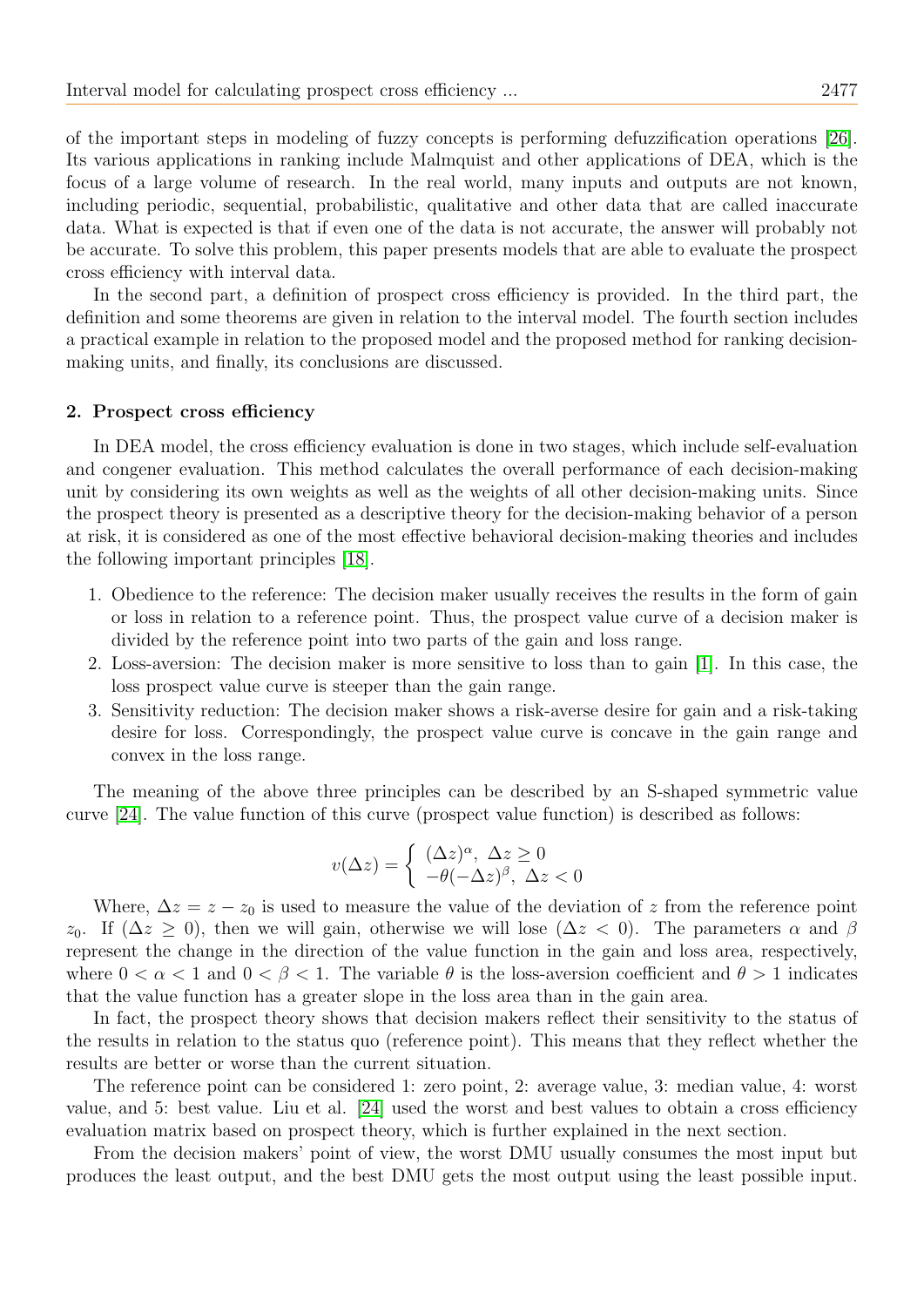of the important steps in modeling of fuzzy concepts is performing defuzzification operations [26]. Its various applications in ranking include Malmquist and other applications of DEA, which is the focus of a large volume of research. In the real world, many inputs and outputs are not known, including periodic, sequential, probabilistic, qualitative and other data that are called inaccurate data. What is expected is that if even one of the data is not accurate, the answer will probably not be accurate. To solve this problem, this paper presents models that are able to evaluate the prospect cross efficiency with interval data.

In the second part, a definition of prospect cross efficiency is provided. In the third part, the definition and some theorems are given in relation to the interval model. The fourth section includes a practical example in relation to the proposed model and the proposed method for ranking decision-making units, and finally, its conclusions are discussed.

## 2. Prospect cross efficiency

In DEA model, the cross efficiency evaluation is done in two stages, which include self-evaluation and congener evaluation. This method calculates the overall performance of each decision-making unit by considering its own weights as well as the weights of all other decision-making units. Since the prospect theory is presented as a descriptive theory for the decision-making behavior of a person at risk, it is considered as one of the most effective behavioral decision-making theories and includes the following important principles [18].

1. Obedience to the reference: The decision maker usually receives the results in the form of gain or loss in relation to a reference point. Thus, the prospect value curve of a decision maker is divided by the reference point into two parts of the gain and loss range.
2. Loss-aversion: The decision maker is more sensitive to loss than to gain [1]. In this case, the loss prospect value curve is steeper than the gain range.
3. Sensitivity reduction: The decision maker shows a risk-averse desire for gain and a risk-taking desire for loss. Correspondingly, the prospect value curve is concave in the gain range and convex in the loss range.

The meaning of the above three principles can be described by an S-shaped symmetric value curve [24]. The value function of this curve (prospect value function) is described as follows:

$$v(\Delta z) = \begin{cases} (\Delta z)^{\alpha}, \ \Delta z \geq 0 \\ -\theta(-\Delta z)^{\beta}, \ \Delta z < 0 \end{cases}$$

Where, $\Delta z = z - z_0$ is used to measure the value of the deviation of $z$ from the reference point $z_0$. If ($\Delta z \geq 0$), then we will gain, otherwise we will lose ($\Delta z < 0$). The parameters $\alpha$ and $\beta$ represent the change in the direction of the value function in the gain and loss area, respectively, where $0 < \alpha < 1$ and $0 < \beta < 1$. The variable $\theta$ is the loss-aversion coefficient and $\theta > 1$ indicates that the value function has a greater slope in the loss area than in the gain area.

In fact, the prospect theory shows that decision makers reflect their sensitivity to the status of the results in relation to the status quo (reference point). This means that they reflect whether the results are better or worse than the current situation.

The reference point can be considered 1: zero point, 2: average value, 3: median value, 4: worst value, and 5: best value. Liu et al. [24] used the worst and best values to obtain a cross efficiency evaluation matrix based on prospect theory, which is further explained in the next section.

From the decision makers' point of view, the worst DMU usually consumes the most input but produces the least output, and the best DMU gets the most output using the least possible input.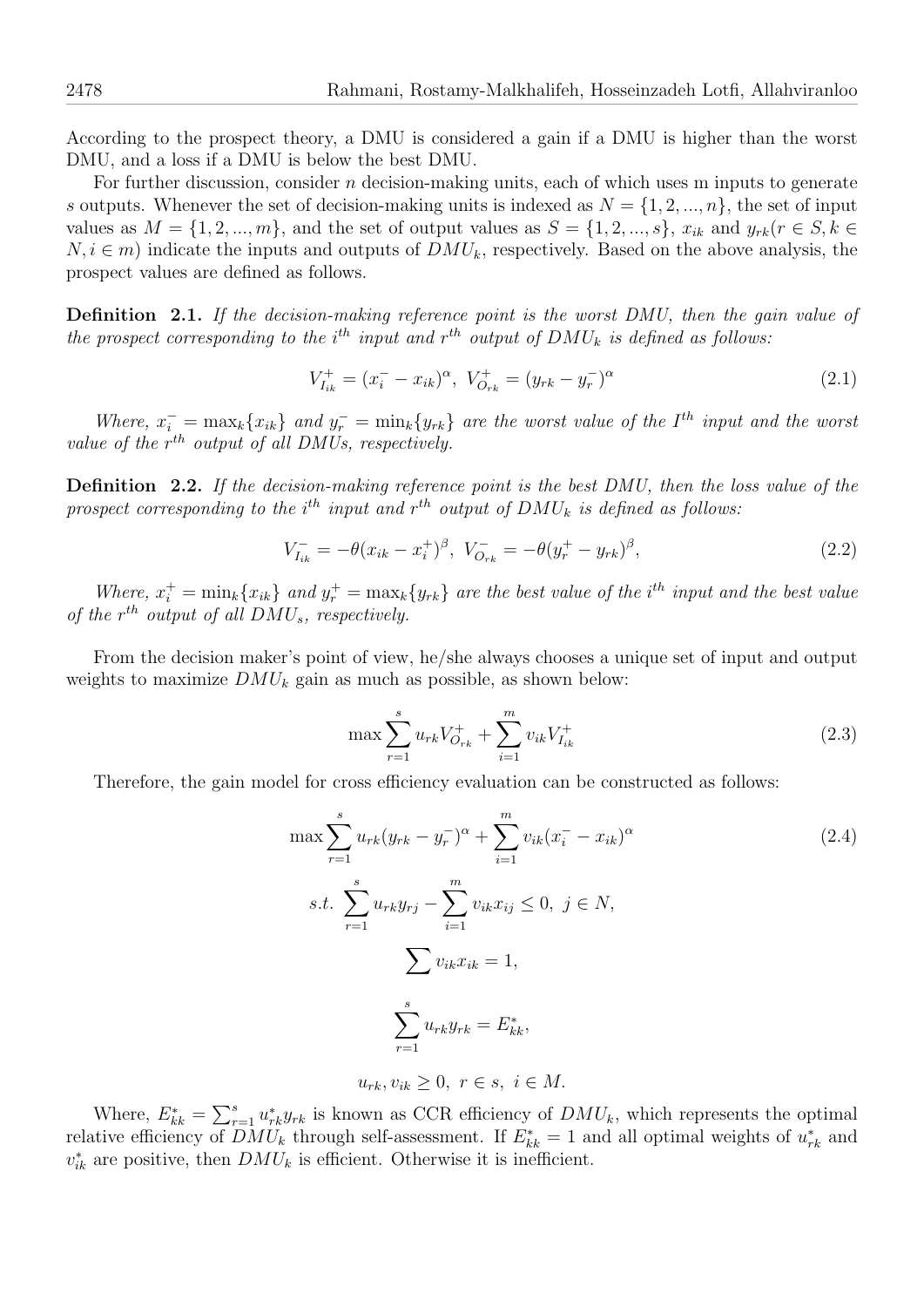According to the prospect theory, a DMU is considered a gain if a DMU is higher than the worst DMU, and a loss if a DMU is below the best DMU.

For further discussion, consider $n$ decision-making units, each of which uses m inputs to generate $s$ outputs. Whenever the set of decision-making units is indexed as $N = \{1, 2, ..., n\}$, the set of input values as $M = \{1, 2, ..., m\}$, and the set of output values as $S = \{1, 2, ..., s\}$, $x_{ik}$ and $y_{rk} (r \in S, k \in N, i \in m)$ indicate the inputs and outputs of $DMU_k$, respectively. Based on the above analysis, the prospect values are defined as follows.

**Definition 2.1.** *If the decision-making reference point is the worst DMU, then the gain value of the prospect corresponding to the $i^{th}$ input and $r^{th}$ output of $DMU_k$ is defined as follows:*

$$V^+_{I_{ik}} = (x^-_i - x_{ik})^{\alpha}, \; V^+_{O_{rk}} = (y_{rk} - y^-_r)^{\alpha} \tag{2.1}$$

*Where, $x^-_i = \max_k\{x_{ik}\}$ and $y^-_r = \min_k\{y_{rk}\}$ are the worst value of the $I^{th}$ input and the worst value of the $r^{th}$ output of all DMUs, respectively.*

**Definition 2.2.** *If the decision-making reference point is the best DMU, then the loss value of the prospect corresponding to the $i^{th}$ input and $r^{th}$ output of $DMU_k$ is defined as follows:*

$$V^-_{I_{ik}} = -\theta(x_{ik} - x^+_i)^{\beta}, \; V^-_{O_{rk}} = -\theta(y^+_r - y_{rk})^{\beta}, \tag{2.2}$$

*Where, $x^+_i = \min_k\{x_{ik}\}$ and $y^+_r = \max_k\{y_{rk}\}$ are the best value of the $i^{th}$ input and the best value of the $r^{th}$ output of all $DMU_s$, respectively.*

From the decision maker's point of view, he/she always chooses a unique set of input and output weights to maximize $DMU_k$ gain as much as possible, as shown below:

$$\max \sum_{r=1}^{s} u_{rk} V^+_{O_{rk}} + \sum_{i=1}^{m} v_{ik} V^+_{I_{ik}} \tag{2.3}$$

Therefore, the gain model for cross efficiency evaluation can be constructed as follows:

$$\begin{aligned}
\max \sum_{r=1}^{s} u_{rk}(y_{rk} - y^-_r)^{\alpha} &+ \sum_{i=1}^{m} v_{ik}(x^-_i - x_{ik})^{\alpha} \\
s.t. \; \sum_{r=1}^{s} u_{rk} y_{rj} &- \sum_{i=1}^{m} v_{ik} x_{ij} \leq 0, \; j \in N, \\
\sum v_{ik} x_{ik} &= 1, \\
\sum_{r=1}^{s} u_{rk} y_{rk} &= E^*_{kk}, \\
u_{rk}, v_{ik} &\geq 0, \; r \in s, \; i \in M.
\end{aligned} \tag{2.4}$$

Where, $E^*_{kk} = \sum_{r=1}^{s} u^*_{rk} y_{rk}$ is known as CCR efficiency of $DMU_k$, which represents the optimal relative efficiency of $DMU_k$ through self-assessment. If $E^*_{kk} = 1$ and all optimal weights of $u^*_{rk}$ and $v^*_{ik}$ are positive, then $DMU_k$ is efficient. Otherwise it is inefficient.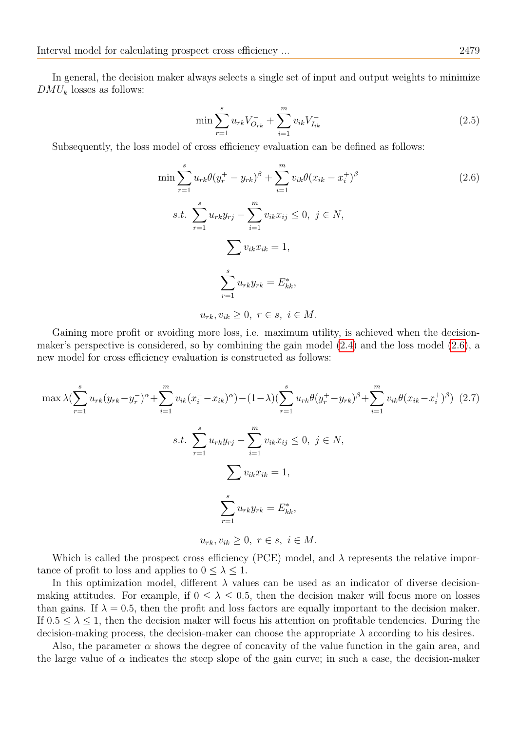In general, the decision maker always selects a single set of input and output weights to minimize $DMU_k$ losses as follows:

$$\min \sum_{r=1}^{s} u_{rk} V_{O_{rk}}^{-} + \sum_{i=1}^{m} v_{ik} V_{I_{ik}}^{-} \tag{2.5}$$

Subsequently, the loss model of cross efficiency evaluation can be defined as follows:

$$\begin{aligned}
\min \sum_{r=1}^{s} u_{rk}\theta(y_r^{+} - y_{rk})^{\beta} + \sum_{i=1}^{m} v_{ik}\theta(x_{ik} - x_i^{+})^{\beta} \qquad (2.6)\\
s.t.\ \sum_{r=1}^{s} u_{rk} y_{rj} - \sum_{i=1}^{m} v_{ik} x_{ij} \leq 0,\ j \in N,\\
\sum v_{ik} x_{ik} = 1,\\
\sum_{r=1}^{s} u_{rk} y_{rk} = E_{kk}^{*},\\
u_{rk}, v_{ik} \geq 0,\ r \in s,\ i \in M.
\end{aligned}$$

Gaining more profit or avoiding more loss, i.e. maximum utility, is achieved when the decision-maker's perspective is considered, so by combining the gain model (2.4) and the loss model (2.6), a new model for cross efficiency evaluation is constructed as follows:

$$\begin{aligned}
\max \lambda\Big(\sum_{r=1}^{s} u_{rk}(y_{rk} - y_r^{-})^{\alpha} + \sum_{i=1}^{m} v_{ik}(x_i^{-} - x_{ik})^{\alpha}\Big) - (1-\lambda)\Big(\sum_{r=1}^{s} u_{rk}\theta(y_r^{+} - y_{rk})^{\beta} + \sum_{i=1}^{m} v_{ik}\theta(x_{ik} - x_i^{+})^{\beta}\Big) \quad (2.7)\\
s.t.\ \sum_{r=1}^{s} u_{rk} y_{rj} - \sum_{i=1}^{m} v_{ik} x_{ij} \leq 0,\ j \in N,\\
\sum v_{ik} x_{ik} = 1,\\
\sum_{r=1}^{s} u_{rk} y_{rk} = E_{kk}^{*},\\
u_{rk}, v_{ik} \geq 0,\ r \in s,\ i \in M.
\end{aligned}$$

Which is called the prospect cross efficiency (PCE) model, and $\lambda$ represents the relative importance of profit to loss and applies to $0 \leq \lambda \leq 1$.

In this optimization model, different $\lambda$ values can be used as an indicator of diverse decision-making attitudes. For example, if $0 \leq \lambda \leq 0.5$, then the decision maker will focus more on losses than gains. If $\lambda = 0.5$, then the profit and loss factors are equally important to the decision maker. If $0.5 \leq \lambda \leq 1$, then the decision maker will focus his attention on profitable tendencies. During the decision-making process, the decision-maker can choose the appropriate $\lambda$ according to his desires.

Also, the parameter $\alpha$ shows the degree of concavity of the value function in the gain area, and the large value of $\alpha$ indicates the steep slope of the gain curve; in such a case, the decision-maker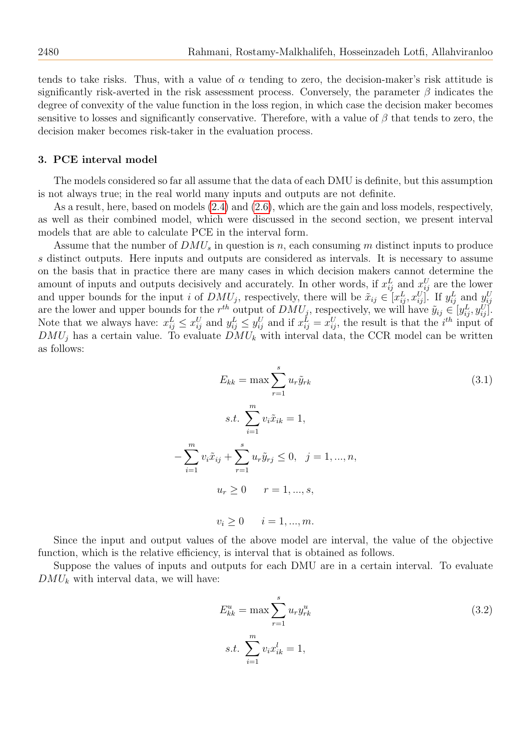tends to take risks. Thus, with a value of $\alpha$ tending to zero, the decision-maker's risk attitude is significantly risk-averted in the risk assessment process. Conversely, the parameter $\beta$ indicates the degree of convexity of the value function in the loss region, in which case the decision maker becomes sensitive to losses and significantly conservative. Therefore, with a value of $\beta$ that tends to zero, the decision maker becomes risk-taker in the evaluation process.

## 3. PCE interval model

The models considered so far all assume that the data of each DMU is definite, but this assumption is not always true; in the real world many inputs and outputs are not definite.

As a result, here, based on models (2.4) and (2.6), which are the gain and loss models, respectively, as well as their combined model, which were discussed in the second section, we present interval models that are able to calculate PCE in the interval form.

Assume that the number of $DMU_s$ in question is $n$, each consuming $m$ distinct inputs to produce $s$ distinct outputs. Here inputs and outputs are considered as intervals. It is necessary to assume on the basis that in practice there are many cases in which decision makers cannot determine the amount of inputs and outputs decisively and accurately. In other words, if $x_{ij}^L$ and $x_{ij}^U$ are the lower and upper bounds for the input $i$ of $DMU_j$, respectively, there will be $\tilde{x}_{ij} \in [x_{ij}^L, x_{ij}^U]$. If $y_{ij}^L$ and $y_{ij}^U$ are the lower and upper bounds for the $r^{th}$ output of $DMU_j$, respectively, we will have $\tilde{y}_{ij} \in [y_{ij}^L, y_{ij}^U]$. Note that we always have: $x_{ij}^L \leq x_{ij}^U$ and $y_{ij}^L \leq y_{ij}^U$ and if $x_{ij}^L = x_{ij}^U$, the result is that the $i^{th}$ input of $DMU_j$ has a certain value. To evaluate $DMU_k$ with interval data, the CCR model can be written as follows:

$$
\begin{aligned}
E_{kk} = \max & \sum_{r=1}^{s} u_r \tilde{y}_{rk} \\
s.t. & \sum_{i=1}^{m} v_i \tilde{x}_{ik} = 1, \\
- \sum_{i=1}^{m} v_i \tilde{x}_{ij} & + \sum_{r=1}^{s} u_r \tilde{y}_{rj} \leq 0, \quad j = 1, ..., n, \\
u_r & \geq 0 \qquad r = 1, ..., s, \\
v_i & \geq 0 \qquad i = 1, ..., m.
\end{aligned} \tag{3.1}
$$

Since the input and output values of the above model are interval, the value of the objective function, which is the relative efficiency, is interval that is obtained as follows.

Suppose the values of inputs and outputs for each DMU are in a certain interval. To evaluate $DMU_k$ with interval data, we will have:

$$
\begin{aligned}
E_{kk}^u = \max & \sum_{r=1}^{s} u_r y_{rk}^u \\
s.t. & \sum_{i=1}^{m} v_i x_{ik}^l = 1,
\end{aligned} \tag{3.2}
$$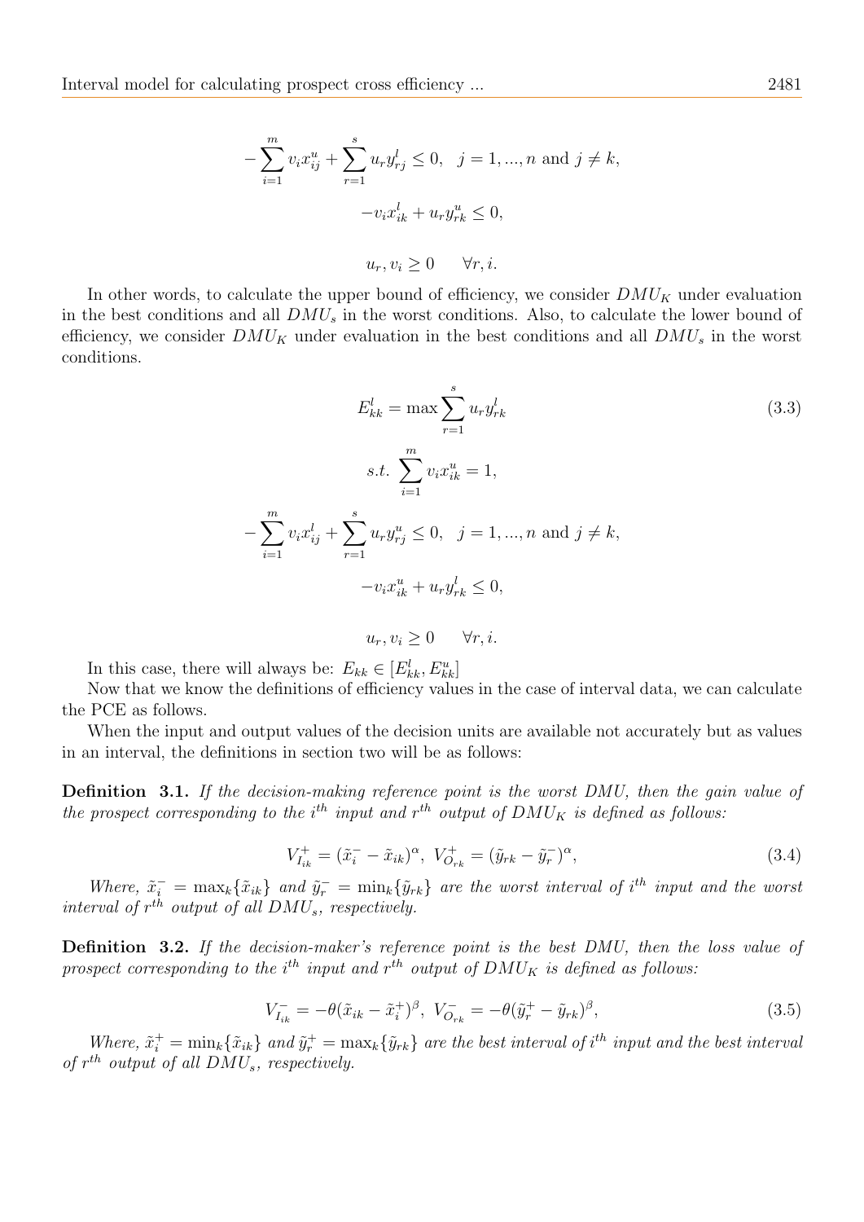$$-\sum_{i=1}^{m} v_i x_{ij}^u + \sum_{r=1}^{s} u_r y_{rj}^l \leq 0, \quad j = 1, ..., n \text{ and } j \neq k,$$

$$-v_i x_{ik}^l + u_r y_{rk}^u \leq 0,$$

$$u_r, v_i \geq 0 \qquad \forall r, i.$$

In other words, to calculate the upper bound of efficiency, we consider $DMU_K$ under evaluation in the best conditions and all $DMU_s$ in the worst conditions. Also, to calculate the lower bound of efficiency, we consider $DMU_K$ under evaluation in the best conditions and all $DMU_s$ in the worst conditions.

$$E_{kk}^l = \max \sum_{r=1}^{s} u_r y_{rk}^l \tag{3.3}$$

$$s.t. \ \sum_{i=1}^{m} v_i x_{ik}^u = 1,$$

$$-\sum_{i=1}^{m} v_i x_{ij}^l + \sum_{r=1}^{s} u_r y_{rj}^u \leq 0, \quad j = 1, ..., n \text{ and } j \neq k,$$

$$-v_i x_{ik}^u + u_r y_{rk}^l \leq 0,$$

$$u_r, v_i \geq 0 \qquad \forall r, i.$$

In this case, there will always be: $E_{kk} \in [E_{kk}^l, E_{kk}^u]$

Now that we know the definitions of efficiency values in the case of interval data, we can calculate the PCE as follows.

When the input and output values of the decision units are available not accurately but as values in an interval, the definitions in section two will be as follows:

**Definition 3.1.** *If the decision-making reference point is the worst DMU, then the gain value of the prospect corresponding to the $i^{th}$ input and $r^{th}$ output of $DMU_K$ is defined as follows:*

$$V_{I_{ik}}^+ = (\tilde{x}_i^- - \tilde{x}_{ik})^\alpha, \ V_{O_{rk}}^+ = (\tilde{y}_{rk} - \tilde{y}_r^-)^\alpha, \tag{3.4}$$

*Where, $\tilde{x}_i^- = \max_k\{\tilde{x}_{ik}\}$ and $\tilde{y}_r^- = \min_k\{\tilde{y}_{rk}\}$ are the worst interval of $i^{th}$ input and the worst interval of $r^{th}$ output of all $DMU_s$, respectively.*

**Definition 3.2.** *If the decision-maker's reference point is the best DMU, then the loss value of prospect corresponding to the $i^{th}$ input and $r^{th}$ output of $DMU_K$ is defined as follows:*

$$V_{I_{ik}}^- = -\theta(\tilde{x}_{ik} - \tilde{x}_i^+)^\beta, \ V_{O_{rk}}^- = -\theta(\tilde{y}_r^+ - \tilde{y}_{rk})^\beta, \tag{3.5}$$

*Where, $\tilde{x}_i^+ = \min_k\{\tilde{x}_{ik}\}$ and $\tilde{y}_r^+ = \max_k\{\tilde{y}_{rk}\}$ are the best interval of $i^{th}$ input and the best interval of $r^{th}$ output of all $DMU_s$, respectively.*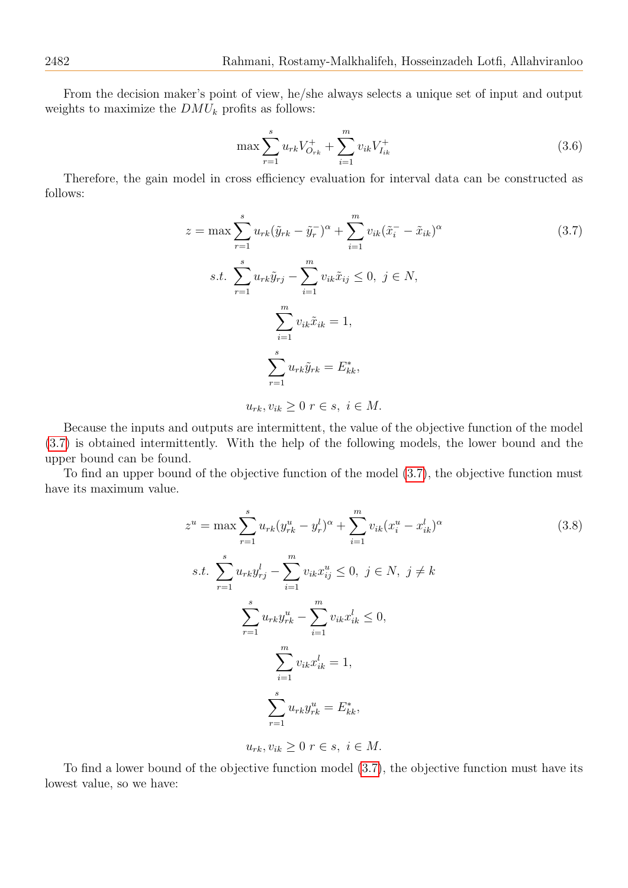From the decision maker's point of view, he/she always selects a unique set of input and output weights to maximize the $DMU_k$ profits as follows:

$$\max \sum_{r=1}^{s} u_{rk} V^{+}_{O_{rk}} + \sum_{i=1}^{m} v_{ik} V^{+}_{I_{ik}} \tag{3.6}$$

Therefore, the gain model in cross efficiency evaluation for interval data can be constructed as follows:

$$\begin{aligned}
z = \max & \sum_{r=1}^{s} u_{rk}(\tilde{y}_{rk} - \tilde{y}^{-}_{r})^{\alpha} + \sum_{i=1}^{m} v_{ik}(\tilde{x}^{-}_{i} - \tilde{x}_{ik})^{\alpha} \\
s.t. \ & \sum_{r=1}^{s} u_{rk}\tilde{y}_{rj} - \sum_{i=1}^{m} v_{ik}\tilde{x}_{ij} \leq 0, \ j \in N, \\
& \sum_{i=1}^{m} v_{ik}\tilde{x}_{ik} = 1, \\
& \sum_{r=1}^{s} u_{rk}\tilde{y}_{rk} = E^{*}_{kk}, \\
& u_{rk}, v_{ik} \geq 0 \ r \in s, \ i \in M.
\end{aligned} \tag{3.7}$$

Because the inputs and outputs are intermittent, the value of the objective function of the model (3.7) is obtained intermittently. With the help of the following models, the lower bound and the upper bound can be found.

To find an upper bound of the objective function of the model (3.7), the objective function must have its maximum value.

$$\begin{aligned}
z^{u} = \max & \sum_{r=1}^{s} u_{rk}(y^{u}_{rk} - y^{l}_{r})^{\alpha} + \sum_{i=1}^{m} v_{ik}(x^{u}_{i} - x^{l}_{ik})^{\alpha} \\
s.t. \ & \sum_{r=1}^{s} u_{rk}y^{l}_{rj} - \sum_{i=1}^{m} v_{ik}x^{u}_{ij} \leq 0, \ j \in N, \ j \neq k \\
& \sum_{r=1}^{s} u_{rk}y^{u}_{rk} - \sum_{i=1}^{m} v_{ik}x^{l}_{ik} \leq 0, \\
& \sum_{i=1}^{m} v_{ik}x^{l}_{ik} = 1, \\
& \sum_{r=1}^{s} u_{rk}y^{u}_{rk} = E^{*}_{kk}, \\
& u_{rk}, v_{ik} \geq 0 \ r \in s, \ i \in M.
\end{aligned} \tag{3.8}$$

To find a lower bound of the objective function model (3.7), the objective function must have its lowest value, so we have: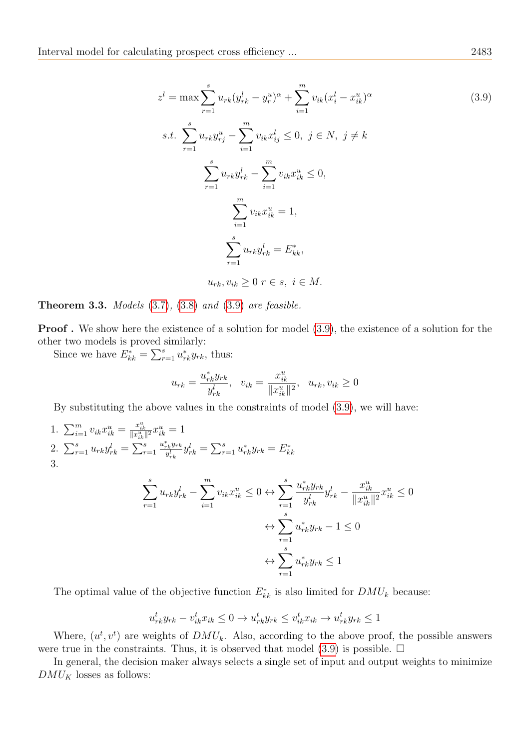$$
\begin{aligned}
z^l = \max & \sum_{r=1}^{s} u_{rk}(y_{rk}^l - y_r^u)^\alpha + \sum_{i=1}^{m} v_{ik}(x_i^l - x_{ik}^u)^\alpha \\
s.t. & \sum_{r=1}^{s} u_{rk} y_{rj}^u - \sum_{i=1}^{m} v_{ik} x_{ij}^l \leq 0, \ j \in N, \ j \neq k \\
& \sum_{r=1}^{s} u_{rk} y_{rk}^l - \sum_{i=1}^{m} v_{ik} x_{ik}^u \leq 0, \\
& \sum_{i=1}^{m} v_{ik} x_{ik}^u = 1, \\
& \sum_{r=1}^{s} u_{rk} y_{rk}^l = E_{kk}^*, \\
& u_{rk}, v_{ik} \geq 0 \ r \in s, \ i \in M.
\end{aligned}
\tag{3.9}
$$

**Theorem 3.3.** *Models (3.7), (3.8) and (3.9) are feasible.*

**Proof .** We show here the existence of a solution for model (3.9), the existence of a solution for the other two models is proved similarly:

Since we have $E_{kk}^* = \sum_{r=1}^{s} u_{rk}^* y_{rk}$, thus:

$$
u_{rk} = \frac{u_{rk}^* y_{rk}}{y_{rk}^l}, \quad v_{ik} = \frac{x_{ik}^u}{\|x_{ik}^u\|^2}, \quad u_{rk}, v_{ik} \geq 0
$$

By substituting the above values in the constraints of model (3.9), we will have:

1. $\sum_{i=1}^{m} v_{ik} x_{ik}^u = \frac{x_{ik}^u}{\|x_{ik}^u\|^2} x_{ik}^u = 1$
2. $\sum_{r=1}^{s} u_{rk} y_{rk}^l = \sum_{r=1}^{s} \frac{u_{rk}^* y_{rk}}{y_{rk}^l} y_{rk}^l = \sum_{r=1}^{s} u_{rk}^* y_{rk} = E_{kk}^*$
3. 

$$
\begin{aligned}
\sum_{r=1}^{s} u_{rk} y_{rk}^l - \sum_{i=1}^{m} v_{ik} x_{ik}^u \leq 0 &\leftrightarrow \sum_{r=1}^{s} \frac{u_{rk}^* y_{rk}}{y_{rk}^l} y_{rk}^l - \frac{x_{ik}^u}{\|x_{ik}^u\|^2} x_{ik}^u \leq 0 \\
&\leftrightarrow \sum_{r=1}^{s} u_{rk}^* y_{rk} - 1 \leq 0 \\
&\leftrightarrow \sum_{r=1}^{s} u_{rk}^* y_{rk} \leq 1
\end{aligned}
$$

The optimal value of the objective function $E_{kk}^*$ is also limited for $DMU_k$ because:

$$
u_{rk}^t y_{rk} - v_{ik}^t x_{ik} \leq 0 \rightarrow u_{rk}^t y_{rk} \leq v_{ik}^t x_{ik} \rightarrow u_{rk}^t y_{rk} \leq 1
$$

Where, $(u^t, v^t)$ are weights of $DMU_k$. Also, according to the above proof, the possible answers were true in the constraints. Thus, it is observed that model (3.9) is possible. □

In general, the decision maker always selects a single set of input and output weights to minimize $DMU_K$ losses as follows: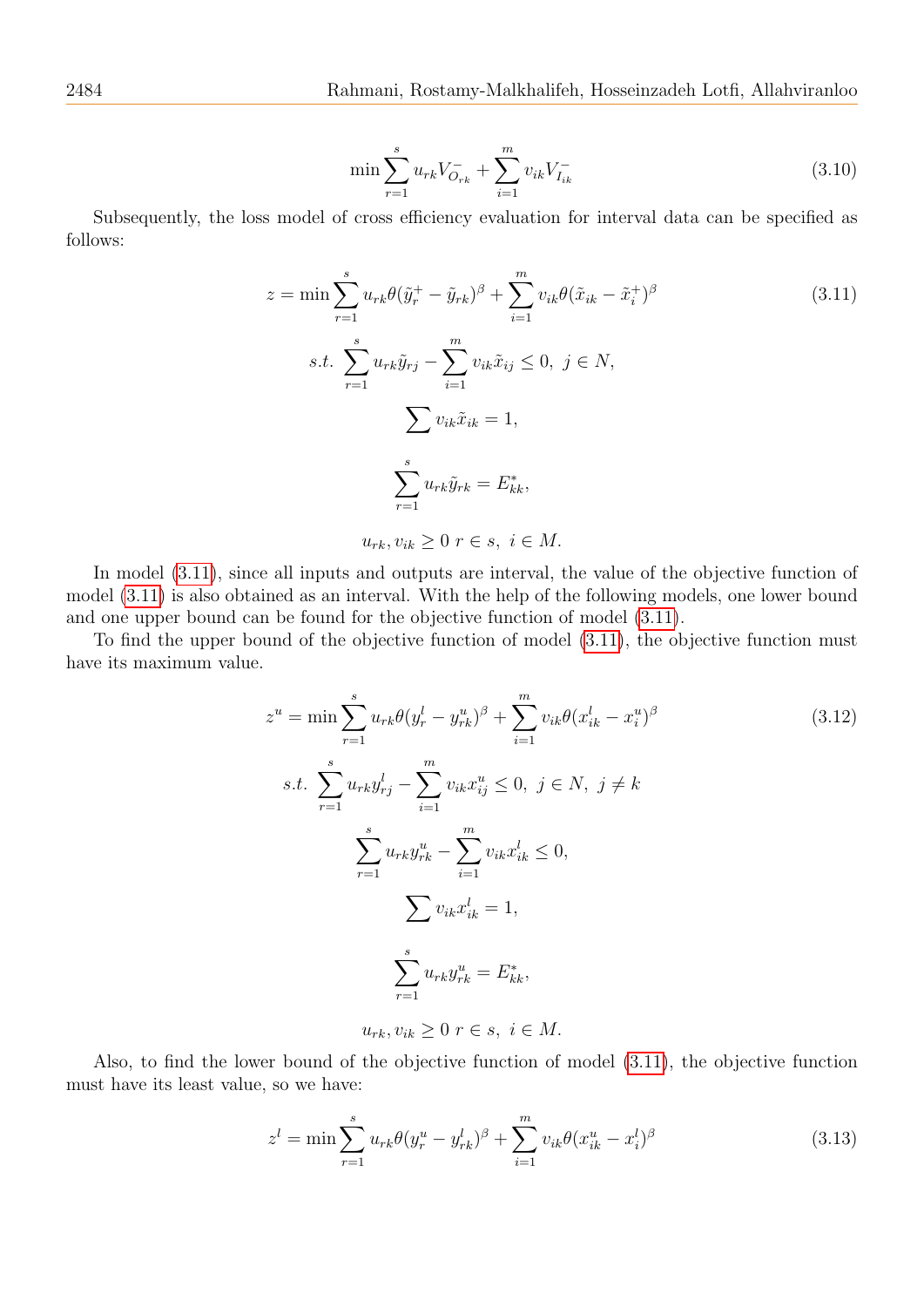$$
\min \sum_{r=1}^{s} u_{rk} V^{-}_{O_{rk}} + \sum_{i=1}^{m} v_{ik} V^{-}_{I_{ik}} \tag{3.10}
$$

Subsequently, the loss model of cross efficiency evaluation for interval data can be specified as follows:

$$
\begin{aligned}
z = \min & \sum_{r=1}^{s} u_{rk} \theta (\tilde{y}^{+}_{r} - \tilde{y}_{rk})^{\beta} + \sum_{i=1}^{m} v_{ik} \theta (\tilde{x}_{ik} - \tilde{x}^{+}_{i})^{\beta} \\
s.t. & \sum_{r=1}^{s} u_{rk} \tilde{y}_{rj} - \sum_{i=1}^{m} v_{ik} \tilde{x}_{ij} \leq 0, \ j \in N, \\
& \sum v_{ik} \tilde{x}_{ik} = 1, \\
& \sum_{r=1}^{s} u_{rk} \tilde{y}_{rk} = E^{*}_{kk}, \\
& u_{rk}, v_{ik} \geq 0 \ r \in s, \ i \in M.
\end{aligned} \tag{3.11}
$$

In model (3.11), since all inputs and outputs are interval, the value of the objective function of model (3.11) is also obtained as an interval. With the help of the following models, one lower bound and one upper bound can be found for the objective function of model (3.11).

To find the upper bound of the objective function of model (3.11), the objective function must have its maximum value.

$$
\begin{aligned}
z^{u} = \min & \sum_{r=1}^{s} u_{rk} \theta (y^{l}_{r} - y^{u}_{rk})^{\beta} + \sum_{i=1}^{m} v_{ik} \theta (x^{l}_{ik} - x^{u}_{i})^{\beta} \\
s.t. & \sum_{r=1}^{s} u_{rk} y^{l}_{rj} - \sum_{i=1}^{m} v_{ik} x^{u}_{ij} \leq 0, \ j \in N, \ j \neq k \\
& \sum_{r=1}^{s} u_{rk} y^{u}_{rk} - \sum_{i=1}^{m} v_{ik} x^{l}_{ik} \leq 0, \\
& \sum v_{ik} x^{l}_{ik} = 1, \\
& \sum_{r=1}^{s} u_{rk} y^{u}_{rk} = E^{*}_{kk}, \\
& u_{rk}, v_{ik} \geq 0 \ r \in s, \ i \in M.
\end{aligned} \tag{3.12}
$$

Also, to find the lower bound of the objective function of model (3.11), the objective function must have its least value, so we have:

$$
z^{l} = \min \sum_{r=1}^{s} u_{rk} \theta (y^{u}_{r} - y^{l}_{rk})^{\beta} + \sum_{i=1}^{m} v_{ik} \theta (x^{u}_{ik} - x^{l}_{i})^{\beta} \tag{3.13}
$$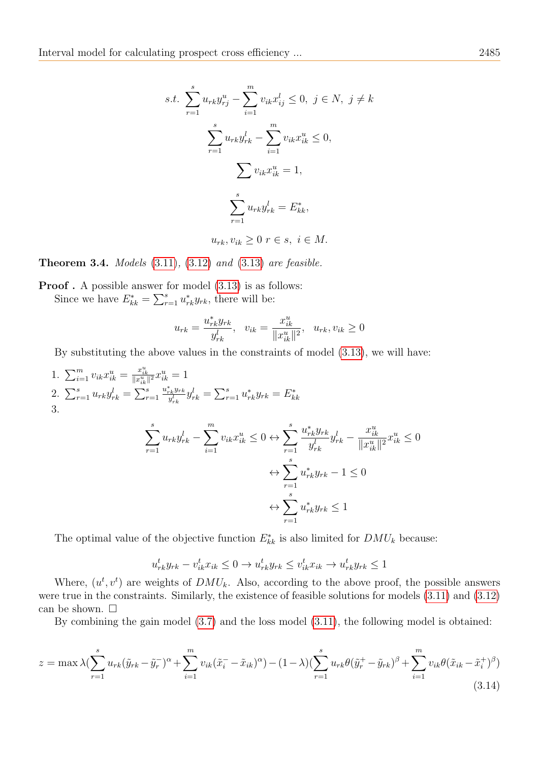$$
\begin{aligned}
s.t.\ & \sum_{r=1}^{s} u_{rk} y_{rj}^{u} - \sum_{i=1}^{m} v_{ik} x_{ij}^{l} \leq 0,\ j \in N,\ j \neq k \\
& \sum_{r=1}^{s} u_{rk} y_{rk}^{l} - \sum_{i=1}^{m} v_{ik} x_{ik}^{u} \leq 0, \\
& \sum v_{ik} x_{ik}^{u} = 1, \\
& \sum_{r=1}^{s} u_{rk} y_{rk}^{l} = E_{kk}^{*}, \\
& u_{rk}, v_{ik} \geq 0\ r \in s,\ i \in M.
\end{aligned}
$$

**Theorem 3.4.** *Models (3.11), (3.12) and (3.13) are feasible.*

**Proof .** A possible answer for model (3.13) is as follows:

Since we have $E_{kk}^{*} = \sum_{r=1}^{s} u_{rk}^{*} y_{rk}$, there will be:

$$
u_{rk} = \frac{u_{rk}^{*} y_{rk}}{y_{rk}^{l}}, \quad v_{ik} = \frac{x_{ik}^{u}}{\|x_{ik}^{u}\|^{2}}, \quad u_{rk}, v_{ik} \geq 0
$$

By substituting the above values in the constraints of model (3.13), we will have:

1. $\sum_{i=1}^{m} v_{ik} x_{ik}^{u} = \frac{x_{ik}^{u}}{\|x_{ik}^{u}\|^{2}} x_{ik}^{u} = 1$
2. $\sum_{r=1}^{s} u_{rk} y_{rk}^{l} = \sum_{r=1}^{s} \frac{u_{rk}^{*} y_{rk}}{y_{rk}^{l}} y_{rk}^{l} = \sum_{r=1}^{s} u_{rk}^{*} y_{rk} = E_{kk}^{*}$
3.

$$
\begin{aligned}
\sum_{r=1}^{s} u_{rk} y_{rk}^{l} - \sum_{i=1}^{m} v_{ik} x_{ik}^{u} \leq 0 & \leftrightarrow \sum_{r=1}^{s} \frac{u_{rk}^{*} y_{rk}}{y_{rk}^{l}} y_{rk}^{l} - \frac{x_{ik}^{u}}{\|x_{ik}^{u}\|^{2}} x_{ik}^{u} \leq 0 \\
& \leftrightarrow \sum_{r=1}^{s} u_{rk}^{*} y_{rk} - 1 \leq 0 \\
& \leftrightarrow \sum_{r=1}^{s} u_{rk}^{*} y_{rk} \leq 1
\end{aligned}
$$

The optimal value of the objective function $E_{kk}^{*}$ is also limited for $DMU_k$ because:

$$
u_{rk}^{t} y_{rk} - v_{ik}^{t} x_{ik} \leq 0 \rightarrow u_{rk}^{t} y_{rk} \leq v_{ik}^{t} x_{ik} \rightarrow u_{rk}^{t} y_{rk} \leq 1
$$

Where, $(u^{t}, v^{t})$ are weights of $DMU_k$. Also, according to the above proof, the possible answers were true in the constraints. Similarly, the existence of feasible solutions for models (3.11) and (3.12) can be shown. $\square$

By combining the gain model (3.7) and the loss model (3.11), the following model is obtained:

$$
z = \max \lambda \Big(\sum_{r=1}^{s} u_{rk} (\tilde{y}_{rk} - \tilde{y}_{r}^{-})^{\alpha} + \sum_{i=1}^{m} v_{ik} (\tilde{x}_{i}^{-} - \tilde{x}_{ik})^{\alpha}\Big) - (1-\lambda) \Big(\sum_{r=1}^{s} u_{rk} \theta (\tilde{y}_{r}^{+} - \tilde{y}_{rk})^{\beta} + \sum_{i=1}^{m} v_{ik} \theta (\tilde{x}_{ik} - \tilde{x}_{i}^{+})^{\beta}\Big) \tag{3.14}
$$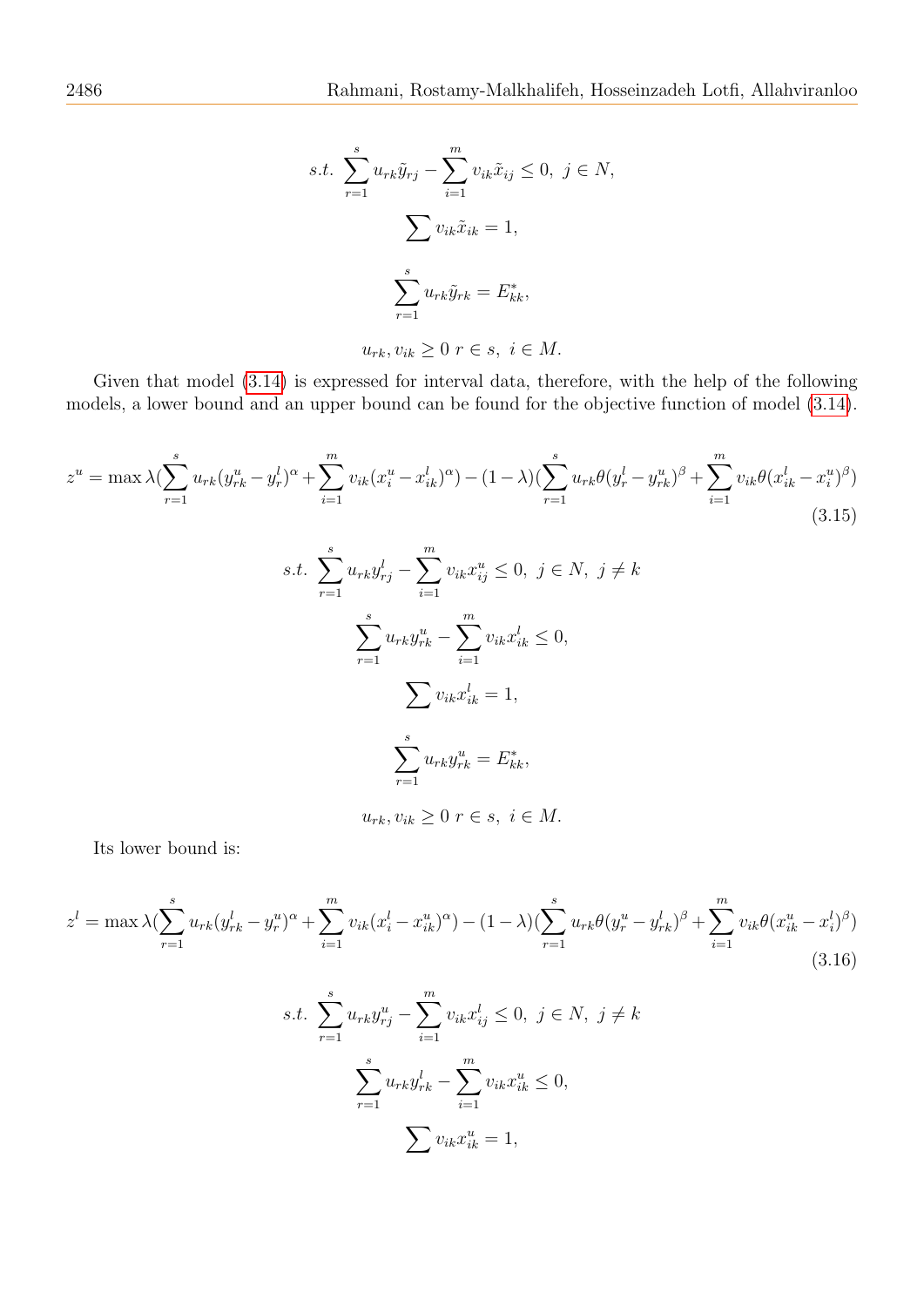$$s.t.\ \sum_{r=1}^{s} u_{rk}\tilde{y}_{rj} - \sum_{i=1}^{m} v_{ik}\tilde{x}_{ij} \leq 0,\ j \in N,$$

$$\sum v_{ik}\tilde{x}_{ik} = 1,$$

$$\sum_{r=1}^{s} u_{rk}\tilde{y}_{rk} = E^{*}_{kk},$$

$$u_{rk}, v_{ik} \geq 0\ r \in s,\ i \in M.$$

Given that model (3.14) is expressed for interval data, therefore, with the help of the following models, a lower bound and an upper bound can be found for the objective function of model (3.14).

$$z^{u} = \max \lambda(\sum_{r=1}^{s} u_{rk}(y^{u}_{rk} - y^{l}_{r})^{\alpha} + \sum_{i=1}^{m} v_{ik}(x^{u}_{i} - x^{l}_{ik})^{\alpha}) - (1-\lambda)(\sum_{r=1}^{s} u_{rk}\theta(y^{l}_{r} - y^{u}_{rk})^{\beta} + \sum_{i=1}^{m} v_{ik}\theta(x^{l}_{ik} - x^{u}_{i})^{\beta}) \tag{3.15}$$

$$s.t.\ \sum_{r=1}^{s} u_{rk}y^{l}_{rj} - \sum_{i=1}^{m} v_{ik}x^{u}_{ij} \leq 0,\ j \in N,\ j \neq k$$

$$\sum_{r=1}^{s} u_{rk}y^{u}_{rk} - \sum_{i=1}^{m} v_{ik}x^{l}_{ik} \leq 0,$$

$$\sum v_{ik}x^{l}_{ik} = 1,$$

$$\sum_{r=1}^{s} u_{rk}y^{u}_{rk} = E^{*}_{kk},$$

$$u_{rk}, v_{ik} \geq 0\ r \in s,\ i \in M.$$

Its lower bound is:

$$z^{l} = \max \lambda(\sum_{r=1}^{s} u_{rk}(y^{l}_{rk} - y^{u}_{r})^{\alpha} + \sum_{i=1}^{m} v_{ik}(x^{l}_{i} - x^{u}_{ik})^{\alpha}) - (1-\lambda)(\sum_{r=1}^{s} u_{rk}\theta(y^{u}_{r} - y^{l}_{rk})^{\beta} + \sum_{i=1}^{m} v_{ik}\theta(x^{u}_{ik} - x^{l}_{i})^{\beta}) \tag{3.16}$$

$$s.t.\ \sum_{r=1}^{s} u_{rk}y^{u}_{rj} - \sum_{i=1}^{m} v_{ik}x^{l}_{ij} \leq 0,\ j \in N,\ j \neq k$$

$$\sum_{r=1}^{s} u_{rk}y^{l}_{rk} - \sum_{i=1}^{m} v_{ik}x^{u}_{ik} \leq 0,$$

$$\sum v_{ik}x^{u}_{ik} = 1,$$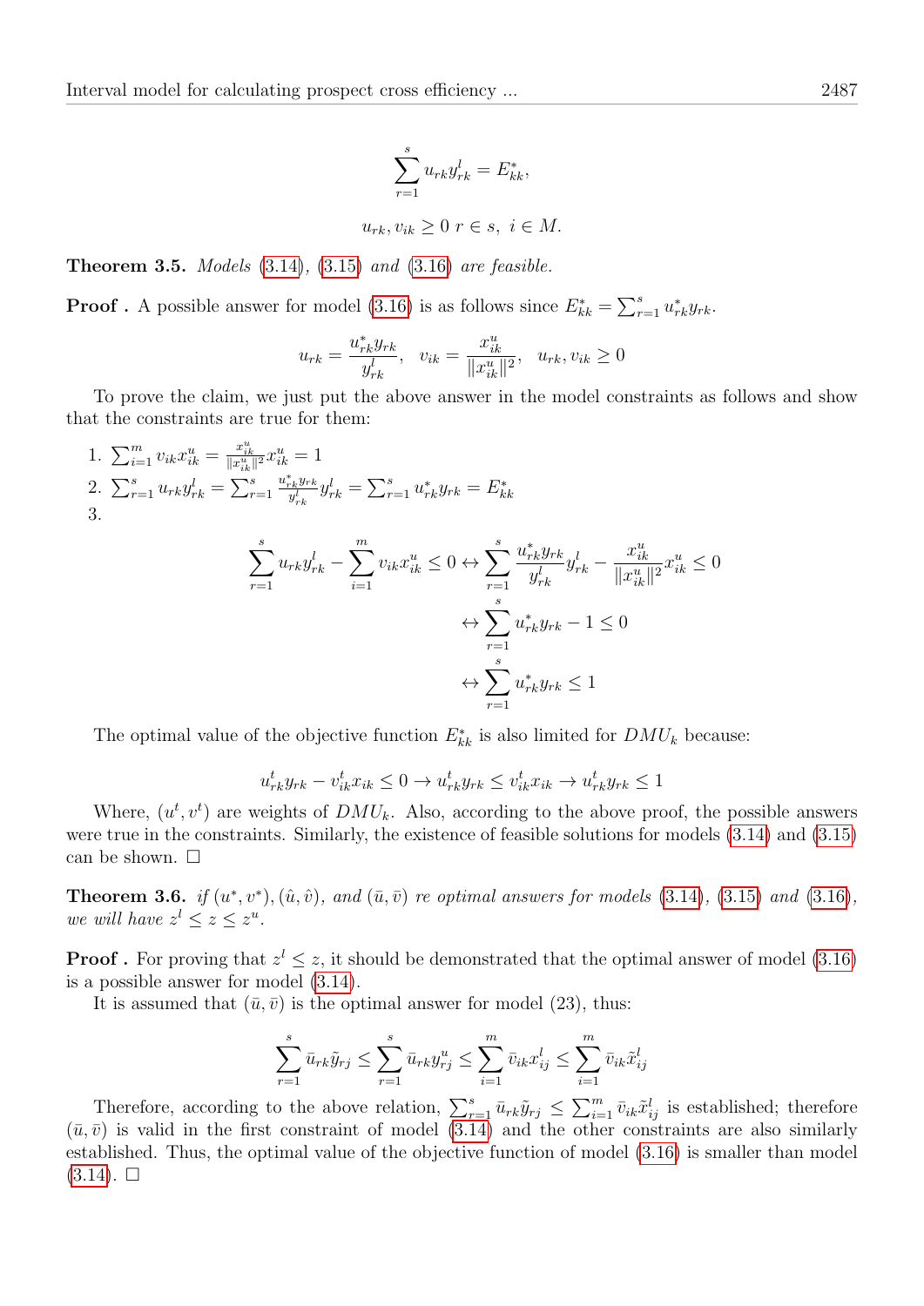$$\sum_{r=1}^{s} u_{rk} y_{rk}^{l} = E_{kk}^{*},$$

$$u_{rk}, v_{ik} \geq 0 \; r \in s, \; i \in M.$$

**Theorem 3.5.** *Models (3.14), (3.15) and (3.16) are feasible.*

**Proof .** A possible answer for model (3.16) is as follows since $E_{kk}^{*} = \sum_{r=1}^{s} u_{rk}^{*} y_{rk}$.

$$u_{rk} = \frac{u_{rk}^{*} y_{rk}}{y_{rk}^{l}}, \quad v_{ik} = \frac{x_{ik}^{u}}{\|x_{ik}^{u}\|^2}, \quad u_{rk}, v_{ik} \geq 0$$

To prove the claim, we just put the above answer in the model constraints as follows and show that the constraints are true for them:

1. $\sum_{i=1}^{m} v_{ik} x_{ik}^{u} = \frac{x_{ik}^{u}}{\|x_{ik}^{u}\|^2} x_{ik}^{u} = 1$
2. $\sum_{r=1}^{s} u_{rk} y_{rk}^{l} = \sum_{r=1}^{s} \frac{u_{rk}^{*} y_{rk}}{y_{rk}^{l}} y_{rk}^{l} = \sum_{r=1}^{s} u_{rk}^{*} y_{rk} = E_{kk}^{*}$
3. 

$$\begin{aligned} \sum_{r=1}^{s} u_{rk} y_{rk}^{l} - \sum_{i=1}^{m} v_{ik} x_{ik}^{u} \leq 0 &\leftrightarrow \sum_{r=1}^{s} \frac{u_{rk}^{*} y_{rk}}{y_{rk}^{l}} y_{rk}^{l} - \frac{x_{ik}^{u}}{\|x_{ik}^{u}\|^2} x_{ik}^{u} \leq 0 \\ &\leftrightarrow \sum_{r=1}^{s} u_{rk}^{*} y_{rk} - 1 \leq 0 \\ &\leftrightarrow \sum_{r=1}^{s} u_{rk}^{*} y_{rk} \leq 1 \end{aligned}$$

The optimal value of the objective function $E_{kk}^{*}$ is also limited for $DMU_k$ because:

$$u_{rk}^{t} y_{rk} - v_{ik}^{t} x_{ik} \leq 0 \rightarrow u_{rk}^{t} y_{rk} \leq v_{ik}^{t} x_{ik} \rightarrow u_{rk}^{t} y_{rk} \leq 1$$

Where, $(u^t, v^t)$ are weights of $DMU_k$. Also, according to the above proof, the possible answers were true in the constraints. Similarly, the existence of feasible solutions for models (3.14) and (3.15) can be shown. □

**Theorem 3.6.** *if $(u^*, v^*), (\hat{u}, \hat{v})$, and $(\bar{u}, \bar{v})$ re optimal answers for models (3.14), (3.15) and (3.16), we will have $z^l \leq z \leq z^u$.*

**Proof .** For proving that $z^l \leq z$, it should be demonstrated that the optimal answer of model (3.16) is a possible answer for model (3.14).

It is assumed that $(\bar{u}, \bar{v})$ is the optimal answer for model (23), thus:

$$\sum_{r=1}^{s} \bar{u}_{rk} \tilde{y}_{rj} \leq \sum_{r=1}^{s} \bar{u}_{rk} y_{rj}^{u} \leq \sum_{i=1}^{m} \bar{v}_{ik} x_{ij}^{l} \leq \sum_{i=1}^{m} \bar{v}_{ik} \tilde{x}_{ij}^{l}$$

Therefore, according to the above relation, $\sum_{r=1}^{s} \bar{u}_{rk} \tilde{y}_{rj} \leq \sum_{i=1}^{m} \bar{v}_{ik} \tilde{x}_{ij}^{l}$ is established; therefore $(\bar{u}, \bar{v})$ is valid in the first constraint of model (3.14) and the other constraints are also similarly established. Thus, the optimal value of the objective function of model (3.16) is smaller than model (3.14). □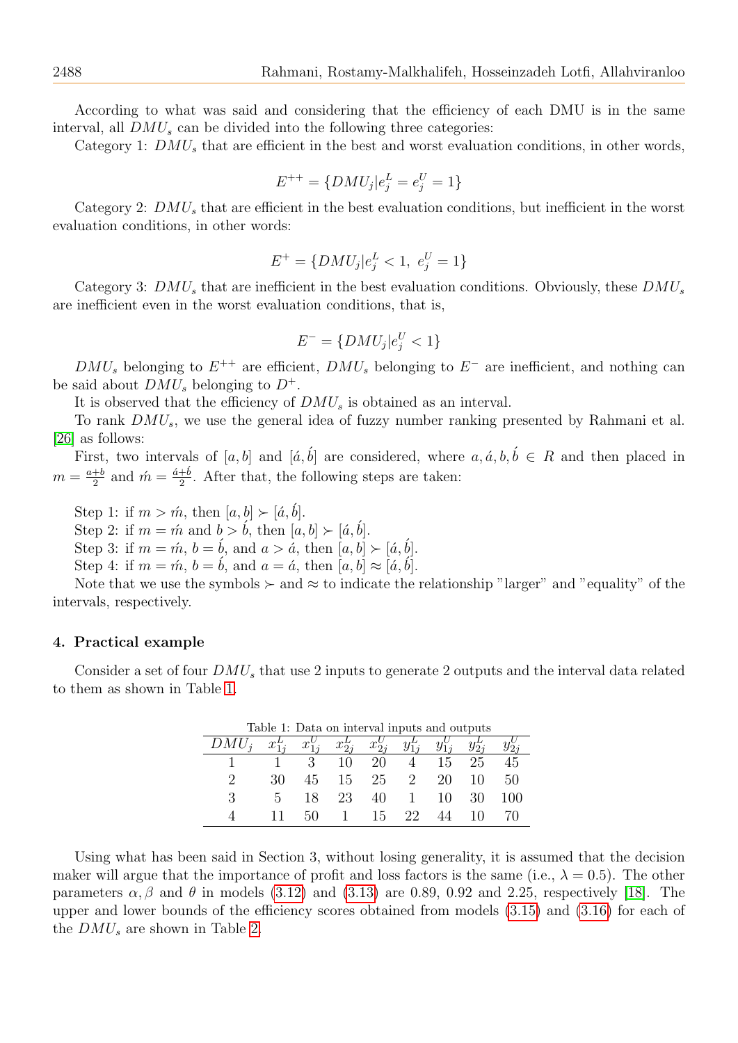According to what was said and considering that the efficiency of each DMU is in the same interval, all $DMU_s$ can be divided into the following three categories:

Category 1: $DMU_s$ that are efficient in the best and worst evaluation conditions, in other words,

$$E^{++} = \{DMU_j | e_j^L = e_j^U = 1\}$$

Category 2: $DMU_s$ that are efficient in the best evaluation conditions, but inefficient in the worst evaluation conditions, in other words:

$$E^{+} = \{DMU_j | e_j^L < 1,\ e_j^U = 1\}$$

Category 3: $DMU_s$ that are inefficient in the best evaluation conditions. Obviously, these $DMU_s$ are inefficient even in the worst evaluation conditions, that is,

$$E^{-} = \{DMU_j | e_j^U < 1\}$$

$DMU_s$ belonging to $E^{++}$ are efficient, $DMU_s$ belonging to $E^{-}$ are inefficient, and nothing can be said about $DMU_s$ belonging to $D^{+}$.

It is observed that the efficiency of $DMU_s$ is obtained as an interval.

To rank $DMU_s$, we use the general idea of fuzzy number ranking presented by Rahmani et al. [26] as follows:

First, two intervals of $[a, b]$ and $[\acute{a}, \acute{b}]$ are considered, where $a, \acute{a}, b, \acute{b} \in R$ and then placed in $m = \frac{a+b}{2}$ and $\acute{m} = \frac{\acute{a}+\acute{b}}{2}$. After that, the following steps are taken:

Step 1: if $m > \acute{m}$, then $[a, b] \succ [\acute{a}, \acute{b}]$.
Step 2: if $m = \acute{m}$ and $b > \acute{b}$, then $[a, b] \succ [\acute{a}, \acute{b}]$.
Step 3: if $m = \acute{m}$, $b = \acute{b}$, and $a > \acute{a}$, then $[a, b] \succ [\acute{a}, \acute{b}]$.
Step 4: if $m = \acute{m}$, $b = \acute{b}$, and $a = \acute{a}$, then $[a, b] \approx [\acute{a}, \acute{b}]$.
Note that we use the symbols $\succ$ and $\approx$ to indicate the relationship "larger" and "equality" of the intervals, respectively.

## 4. Practical example

Consider a set of four $DMU_s$ that use 2 inputs to generate 2 outputs and the interval data related to them as shown in Table 1.

Table 1: Data on interval inputs and outputs

| $DMU_j$ | $x_{1j}^L$ | $x_{1j}^U$ | $x_{2j}^L$ | $x_{2j}^U$ | $y_{1j}^L$ | $y_{1j}^U$ | $y_{2j}^L$ | $y_{2j}^U$ |
|---|---|---|---|---|---|---|---|---|
| 1 | 1 | 3 | 10 | 20 | 4 | 15 | 25 | 45 |
| 2 | 30 | 45 | 15 | 25 | 2 | 20 | 10 | 50 |
| 3 | 5 | 18 | 23 | 40 | 1 | 10 | 30 | 100 |
| 4 | 11 | 50 | 1 | 15 | 22 | 44 | 10 | 70 |

Using what has been said in Section 3, without losing generality, it is assumed that the decision maker will argue that the importance of profit and loss factors is the same (i.e., $\lambda = 0.5$). The other parameters $\alpha, \beta$ and $\theta$ in models (3.12) and (3.13) are 0.89, 0.92 and 2.25, respectively [18]. The upper and lower bounds of the efficiency scores obtained from models (3.15) and (3.16) for each of the $DMU_s$ are shown in Table 2.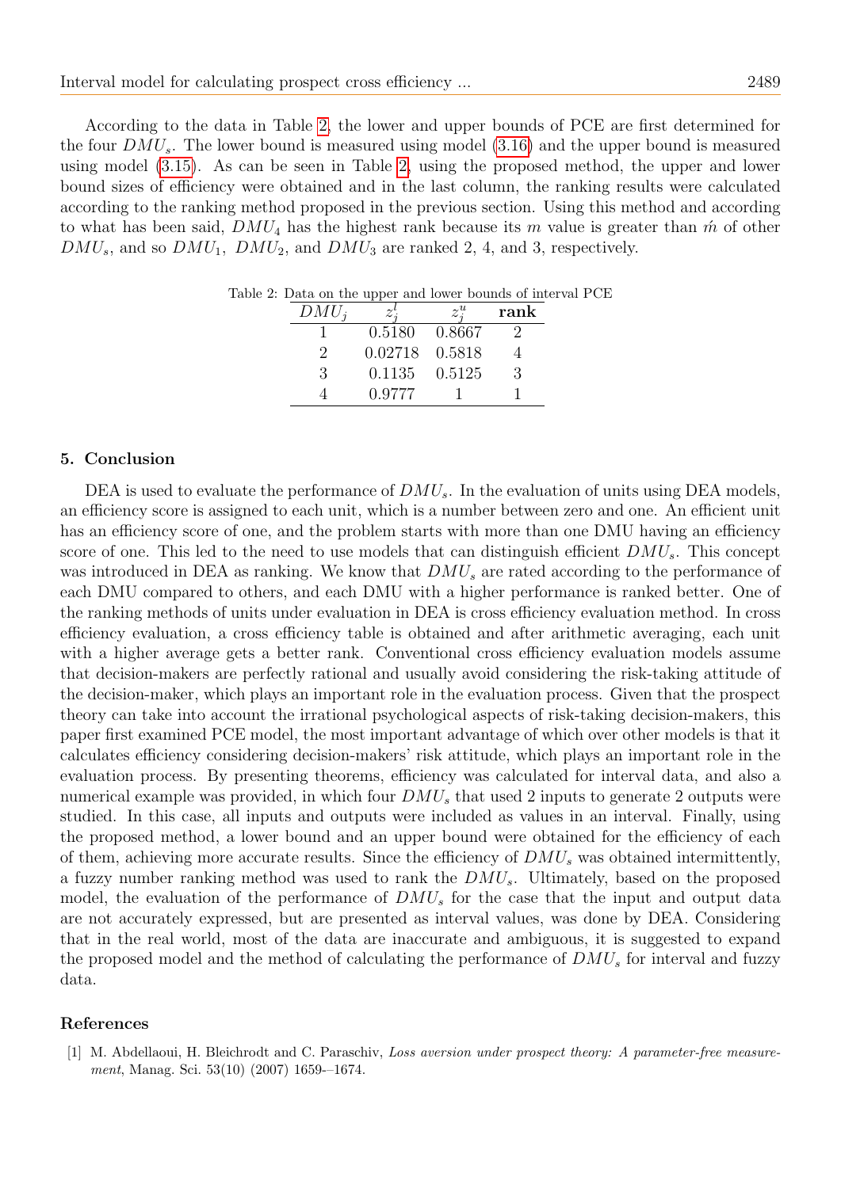According to the data in Table 2, the lower and upper bounds of PCE are first determined for the four $DMU_s$. The lower bound is measured using model (3.16) and the upper bound is measured using model (3.15). As can be seen in Table 2, using the proposed method, the upper and lower bound sizes of efficiency were obtained and in the last column, the ranking results were calculated according to the ranking method proposed in the previous section. Using this method and according to what has been said, $DMU_4$ has the highest rank because its $m$ value is greater than $\acute{m}$ of other $DMU_s$, and so $DMU_1$, $DMU_2$, and $DMU_3$ are ranked 2, 4, and 3, respectively.

Table 2: Data on the upper and lower bounds of interval PCE

| $DMU_j$ | $z_j^l$ | $z_j^u$ | **rank** |
|---|---|---|---|
| 1 | 0.5180 | 0.8667 | 2 |
| 2 | 0.02718 | 0.5818 | 4 |
| 3 | 0.1135 | 0.5125 | 3 |
| 4 | 0.9777 | 1 | 1 |

## 5. Conclusion

DEA is used to evaluate the performance of $DMU_s$. In the evaluation of units using DEA models, an efficiency score is assigned to each unit, which is a number between zero and one. An efficient unit has an efficiency score of one, and the problem starts with more than one DMU having an efficiency score of one. This led to the need to use models that can distinguish efficient $DMU_s$. This concept was introduced in DEA as ranking. We know that $DMU_s$ are rated according to the performance of each DMU compared to others, and each DMU with a higher performance is ranked better. One of the ranking methods of units under evaluation in DEA is cross efficiency evaluation method. In cross efficiency evaluation, a cross efficiency table is obtained and after arithmetic averaging, each unit with a higher average gets a better rank. Conventional cross efficiency evaluation models assume that decision-makers are perfectly rational and usually avoid considering the risk-taking attitude of the decision-maker, which plays an important role in the evaluation process. Given that the prospect theory can take into account the irrational psychological aspects of risk-taking decision-makers, this paper first examined PCE model, the most important advantage of which over other models is that it calculates efficiency considering decision-makers' risk attitude, which plays an important role in the evaluation process. By presenting theorems, efficiency was calculated for interval data, and also a numerical example was provided, in which four $DMU_s$ that used 2 inputs to generate 2 outputs were studied. In this case, all inputs and outputs were included as values in an interval. Finally, using the proposed method, a lower bound and an upper bound were obtained for the efficiency of each of them, achieving more accurate results. Since the efficiency of $DMU_s$ was obtained intermittently, a fuzzy number ranking method was used to rank the $DMU_s$. Ultimately, based on the proposed model, the evaluation of the performance of $DMU_s$ for the case that the input and output data are not accurately expressed, but are presented as interval values, was done by DEA. Considering that in the real world, most of the data are inaccurate and ambiguous, it is suggested to expand the proposed model and the method of calculating the performance of $DMU_s$ for interval and fuzzy data.

## References

[1] M. Abdellaoui, H. Bleichrodt and C. Paraschiv, *Loss aversion under prospect theory: A parameter-free measurement*, Manag. Sci. 53(10) (2007) 1659-–1674.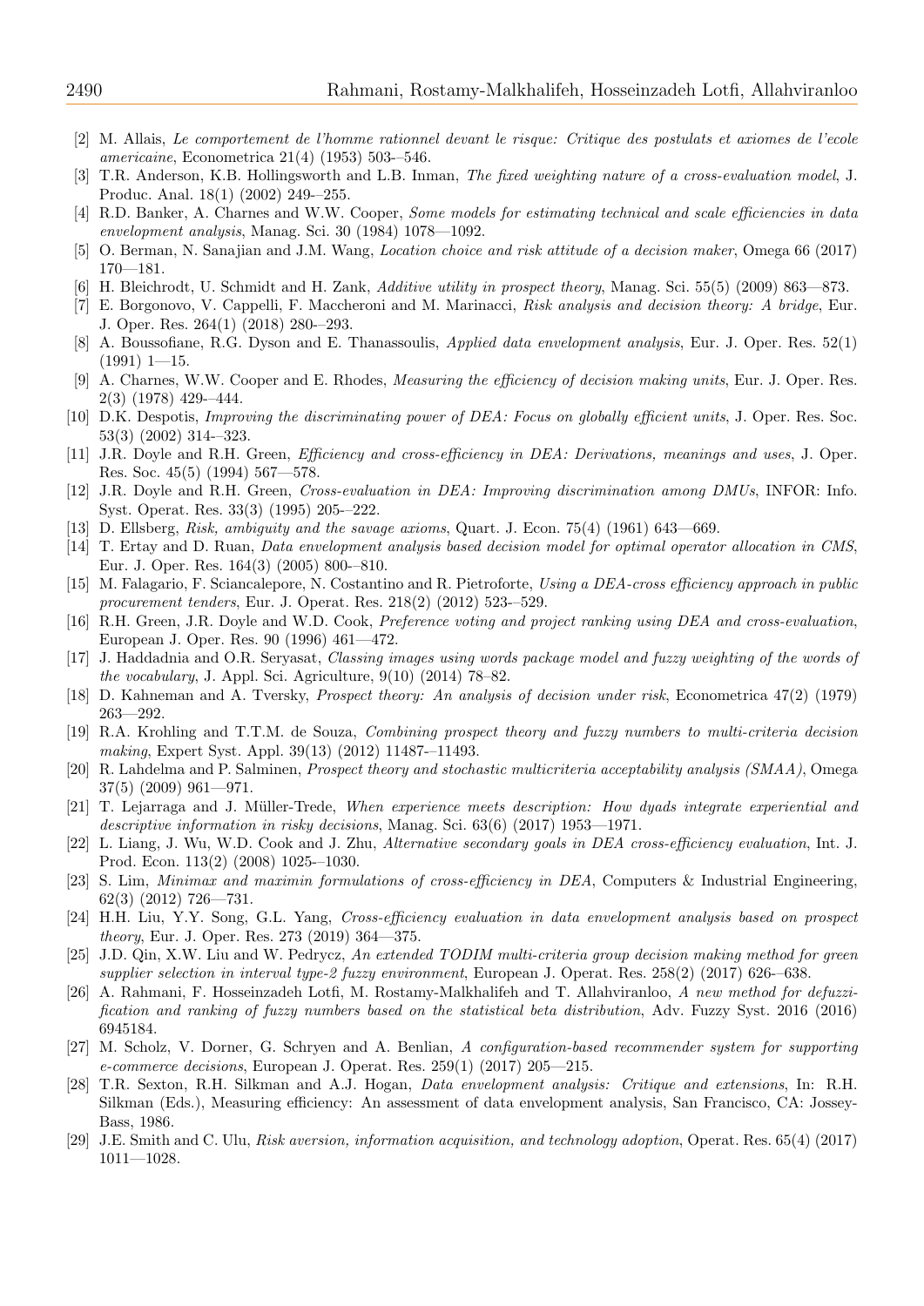[2] M. Allais, *Le comportement de l'homme rationnel devant le risque: Critique des postulats et axiomes de l'ecole americaine*, Econometrica 21(4) (1953) 503-–546.

[3] T.R. Anderson, K.B. Hollingsworth and L.B. Inman, *The fixed weighting nature of a cross-evaluation model*, J. Produc. Anal. 18(1) (2002) 249-–255.

[4] R.D. Banker, A. Charnes and W.W. Cooper, *Some models for estimating technical and scale efficiencies in data envelopment analysis*, Manag. Sci. 30 (1984) 1078—1092.

[5] O. Berman, N. Sanajian and J.M. Wang, *Location choice and risk attitude of a decision maker*, Omega 66 (2017) 170—181.

[6] H. Bleichrodt, U. Schmidt and H. Zank, *Additive utility in prospect theory*, Manag. Sci. 55(5) (2009) 863—873.

[7] E. Borgonovo, V. Cappelli, F. Maccheroni and M. Marinacci, *Risk analysis and decision theory: A bridge*, Eur. J. Oper. Res. 264(1) (2018) 280-–293.

[8] A. Boussofiane, R.G. Dyson and E. Thanassoulis, *Applied data envelopment analysis*, Eur. J. Oper. Res. 52(1) (1991) 1—15.

[9] A. Charnes, W.W. Cooper and E. Rhodes, *Measuring the efficiency of decision making units*, Eur. J. Oper. Res. 2(3) (1978) 429-–444.

[10] D.K. Despotis, *Improving the discriminating power of DEA: Focus on globally efficient units*, J. Oper. Res. Soc. 53(3) (2002) 314-–323.

[11] J.R. Doyle and R.H. Green, *Efficiency and cross-efficiency in DEA: Derivations, meanings and uses*, J. Oper. Res. Soc. 45(5) (1994) 567—578.

[12] J.R. Doyle and R.H. Green, *Cross-evaluation in DEA: Improving discrimination among DMUs*, INFOR: Info. Syst. Operat. Res. 33(3) (1995) 205-–222.

[13] D. Ellsberg, *Risk, ambiguity and the savage axioms*, Quart. J. Econ. 75(4) (1961) 643—669.

[14] T. Ertay and D. Ruan, *Data envelopment analysis based decision model for optimal operator allocation in CMS*, Eur. J. Oper. Res. 164(3) (2005) 800-–810.

[15] M. Falagario, F. Sciancalepore, N. Costantino and R. Pietroforte, *Using a DEA-cross efficiency approach in public procurement tenders*, Eur. J. Operat. Res. 218(2) (2012) 523-–529.

[16] R.H. Green, J.R. Doyle and W.D. Cook, *Preference voting and project ranking using DEA and cross-evaluation*, European J. Oper. Res. 90 (1996) 461—472.

[17] J. Haddadnia and O.R. Seryasat, *Classing images using words package model and fuzzy weighting of the words of the vocabulary*, J. Appl. Sci. Agriculture, 9(10) (2014) 78–82.

[18] D. Kahneman and A. Tversky, *Prospect theory: An analysis of decision under risk*, Econometrica 47(2) (1979) 263—292.

[19] R.A. Krohling and T.T.M. de Souza, *Combining prospect theory and fuzzy numbers to multi-criteria decision making*, Expert Syst. Appl. 39(13) (2012) 11487-–11493.

[20] R. Lahdelma and P. Salminen, *Prospect theory and stochastic multicriteria acceptability analysis (SMAA)*, Omega 37(5) (2009) 961—971.

[21] T. Lejarraga and J. Müller-Trede, *When experience meets description: How dyads integrate experiential and descriptive information in risky decisions*, Manag. Sci. 63(6) (2017) 1953—1971.

[22] L. Liang, J. Wu, W.D. Cook and J. Zhu, *Alternative secondary goals in DEA cross-efficiency evaluation*, Int. J. Prod. Econ. 113(2) (2008) 1025-–1030.

[23] S. Lim, *Minimax and maximin formulations of cross-efficiency in DEA*, Computers & Industrial Engineering, 62(3) (2012) 726—731.

[24] H.H. Liu, Y.Y. Song, G.L. Yang, *Cross-efficiency evaluation in data envelopment analysis based on prospect theory*, Eur. J. Oper. Res. 273 (2019) 364—375.

[25] J.D. Qin, X.W. Liu and W. Pedrycz, *An extended TODIM multi-criteria group decision making method for green supplier selection in interval type-2 fuzzy environment*, European J. Operat. Res. 258(2) (2017) 626-–638.

[26] A. Rahmani, F. Hosseinzadeh Lotfi, M. Rostamy-Malkhalifeh and T. Allahviranloo, *A new method for defuzzification and ranking of fuzzy numbers based on the statistical beta distribution*, Adv. Fuzzy Syst. 2016 (2016) 6945184.

[27] M. Scholz, V. Dorner, G. Schryen and A. Benlian, *A configuration-based recommender system for supporting e-commerce decisions*, European J. Operat. Res. 259(1) (2017) 205—215.

[28] T.R. Sexton, R.H. Silkman and A.J. Hogan, *Data envelopment analysis: Critique and extensions*, In: R.H. Silkman (Eds.), Measuring efficiency: An assessment of data envelopment analysis, San Francisco, CA: Jossey-Bass, 1986.

[29] J.E. Smith and C. Ulu, *Risk aversion, information acquisition, and technology adoption*, Operat. Res. 65(4) (2017) 1011—1028.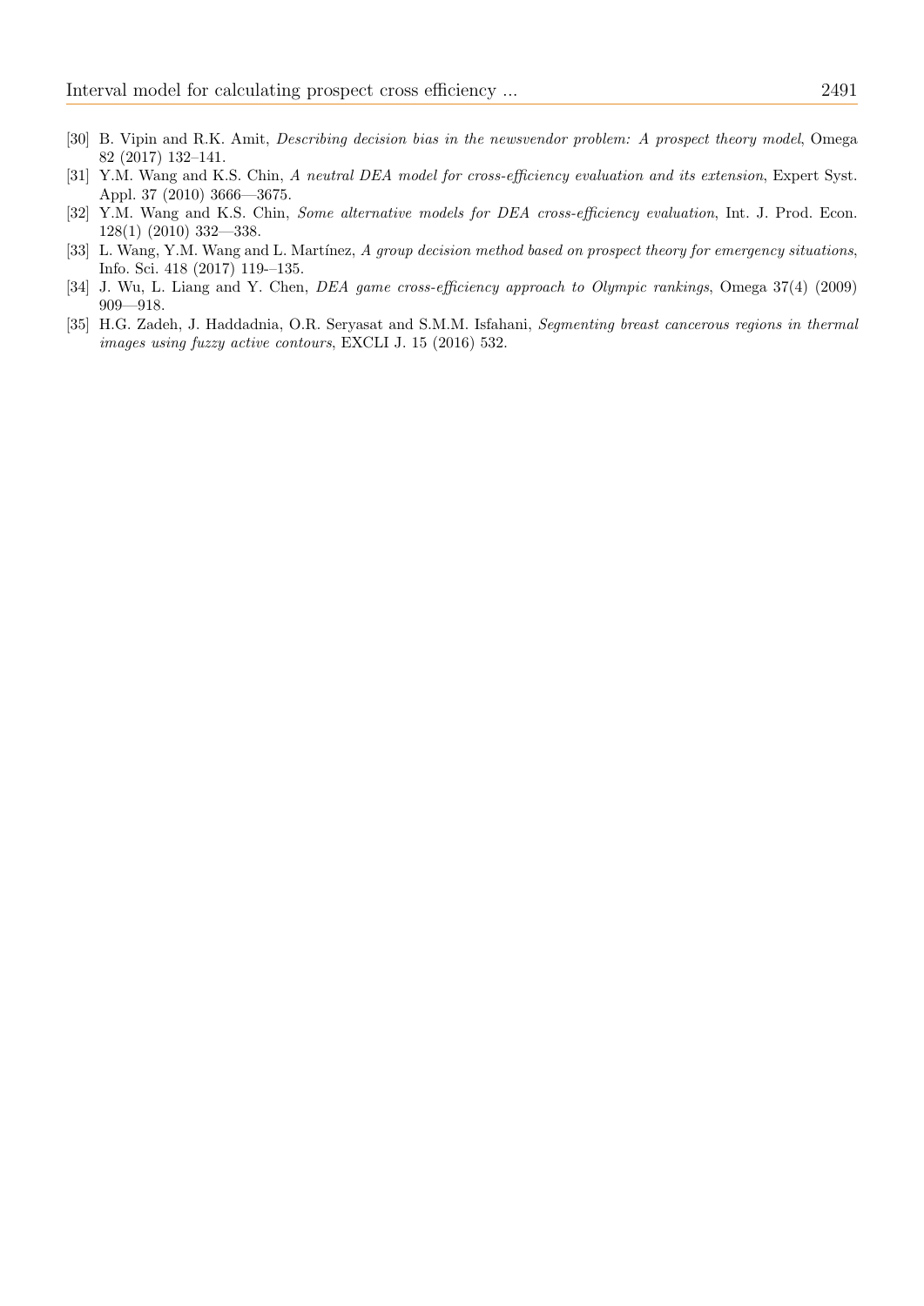[30] B. Vipin and R.K. Amit, *Describing decision bias in the newsvendor problem: A prospect theory model*, Omega 82 (2017) 132–141.

[31] Y.M. Wang and K.S. Chin, *A neutral DEA model for cross-efficiency evaluation and its extension*, Expert Syst. Appl. 37 (2010) 3666—3675.

[32] Y.M. Wang and K.S. Chin, *Some alternative models for DEA cross-efficiency evaluation*, Int. J. Prod. Econ. 128(1) (2010) 332—338.

[33] L. Wang, Y.M. Wang and L. Martínez, *A group decision method based on prospect theory for emergency situations*, Info. Sci. 418 (2017) 119-–135.

[34] J. Wu, L. Liang and Y. Chen, *DEA game cross-efficiency approach to Olympic rankings*, Omega 37(4) (2009) 909—918.

[35] H.G. Zadeh, J. Haddadnia, O.R. Seryasat and S.M.M. Isfahani, *Segmenting breast cancerous regions in thermal images using fuzzy active contours*, EXCLI J. 15 (2016) 532.